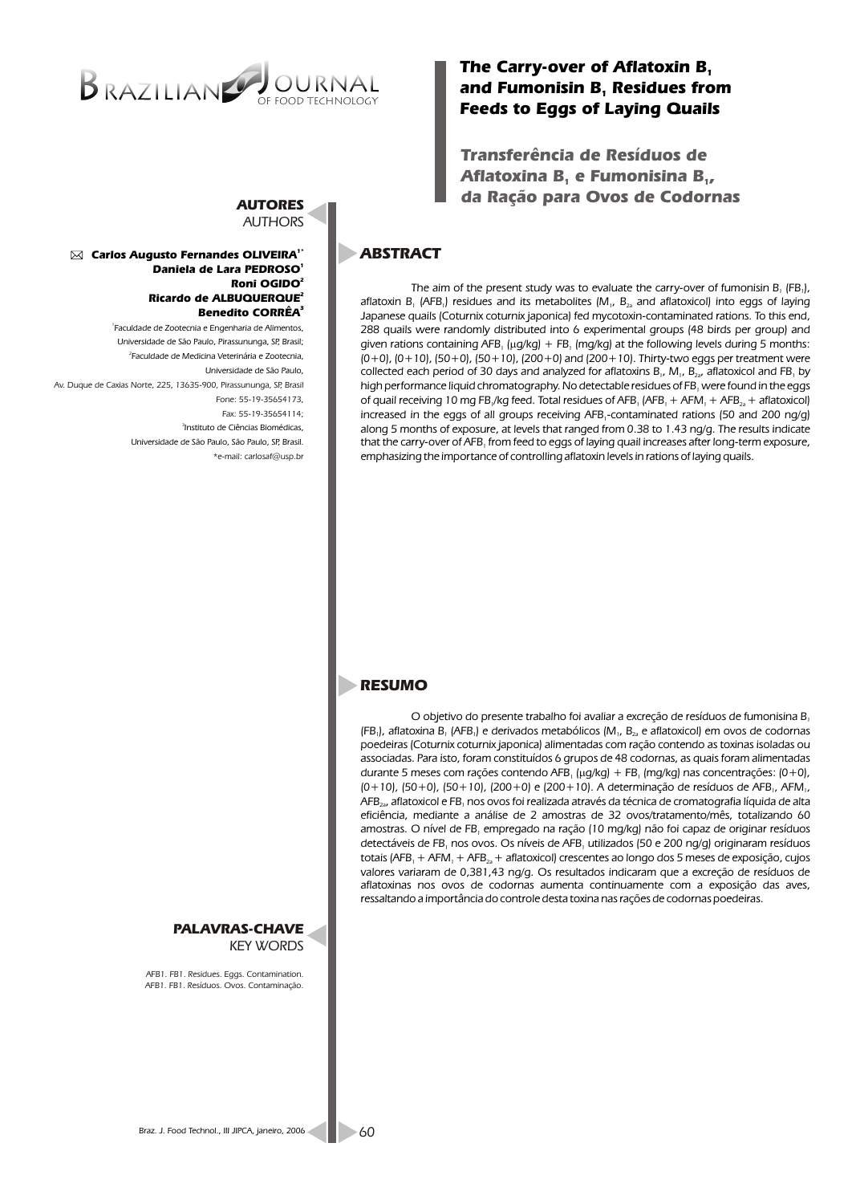# The Carry-over of Aflatoxin $B_1$ and Fumonisin $B_1$ Residues from Feeds to Eggs of Laying Quails

## Transferência de Resíduos de Aflatoxina $B_1$ e Fumonisina $B_1$, da Ração para Ovos de Codornas

**AUTORES**
AUTHORS

**Carlos Augusto Fernandes OLIVEIRA**[1*]
**Daniela de Lara PEDROSO**[1]
**Roni OGIDO**[2]
**Ricardo de ALBUQUERQUE**[2]
**Benedito CORRÊA**[3]

[1]Faculdade de Zootecnia e Engenharia de Alimentos, Universidade de São Paulo, Pirassununga, SP, Brasil;
[2]Faculdade de Medicina Veterinária e Zootecnia, Universidade de São Paulo, Av. Duque de Caxias Norte, 225, 13635-900, Pirassununga, SP, Brasil
Fone: 55-19-35654173,
Fax: 55-19-35654114;
[3]Instituto de Ciências Biomédicas, Universidade de São Paulo, São Paulo, SP, Brasil.
*e-mail: carlosaf@usp.br

## ABSTRACT

The aim of the present study was to evaluate the carry-over of fumonisin $B_1$ ($FB_1$), aflatoxin $B_1$ ($AFB_1$) residues and its metabolites ($M_1$, $B_{2a}$ and aflatoxicol) into eggs of laying Japanese quails (Coturnix coturnix japonica) fed mycotoxin-contaminated rations. To this end, 288 quails were randomly distributed into 6 experimental groups (48 birds per group) and given rations containing $AFB_1$ (µg/kg) + $FB_1$ (mg/kg) at the following levels during 5 months: (0+0), (0+10), (50+0), (50+10), (200+0) and (200+10). Thirty-two eggs per treatment were collected each period of 30 days and analyzed for aflatoxins $B_1$, $M_1$, $B_{2a}$, aflatoxicol and $FB_1$ by high performance liquid chromatography. No detectable residues of $FB_1$ were found in the eggs of quail receiving 10 mg $FB_1$/kg feed. Total residues of $AFB_1$ ($AFB_1$ + $AFM_1$ + $AFB_{2a}$ + aflatoxicol) increased in the eggs of all groups receiving $AFB_1$-contaminated rations (50 and 200 ng/g) along 5 months of exposure, at levels that ranged from 0.38 to 1.43 ng/g. The results indicate that the carry-over of $AFB_1$ from feed to eggs of laying quail increases after long-term exposure, emphasizing the importance of controlling aflatoxin levels in rations of laying quails.

## RESUMO

O objetivo do presente trabalho foi avaliar a excreção de resíduos de fumonisina $B_1$ ($FB_1$), aflatoxina $B_1$ ($AFB_1$) e derivados metabólicos ($M_1$, $B_{2a}$ e aflatoxicol) em ovos de codornas poedeiras (Coturnix coturnix japonica) alimentadas com ração contendo as toxinas isoladas ou associadas. Para isto, foram constituídos 6 grupos de 48 codornas, as quais foram alimentadas durante 5 meses com rações contendo $AFB_1$ (µg/kg) + $FB_1$ (mg/kg) nas concentrações: (0+0), (0+10), (50+0), (50+10), (200+0) e (200+10). A determinação de resíduos de $AFB_1$, $AFM_1$, $AFB_{2a}$, aflatoxicol e $FB_1$ nos ovos foi realizada através da técnica de cromatografia líquida de alta eficiência, mediante a análise de 2 amostras de 32 ovos/tratamento/mês, totalizando 60 amostras. O nível de $FB_1$ empregado na ração (10 mg/kg) não foi capaz de originar resíduos detectáveis de $FB_1$ nos ovos. Os níveis de $AFB_1$ utilizados (50 e 200 ng/g) originaram resíduos totais ($AFB_1$ + $AFM_1$ + $AFB_{2a}$ + aflatoxicol) crescentes ao longo dos 5 meses de exposição, cujos valores variaram de 0,381,43 ng/g. Os resultados indicaram que a excreção de resíduos de aflatoxinas nos ovos de codornas aumenta continuamente com a exposição das aves, ressaltando a importância do controle desta toxina nas rações de codornas poedeiras.

**PALAVRAS-CHAVE**
KEY WORDS

AFB1. FB1. Residues. Eggs. Contamination.
AFB1. FB1. Resíduos. Ovos. Contaminação.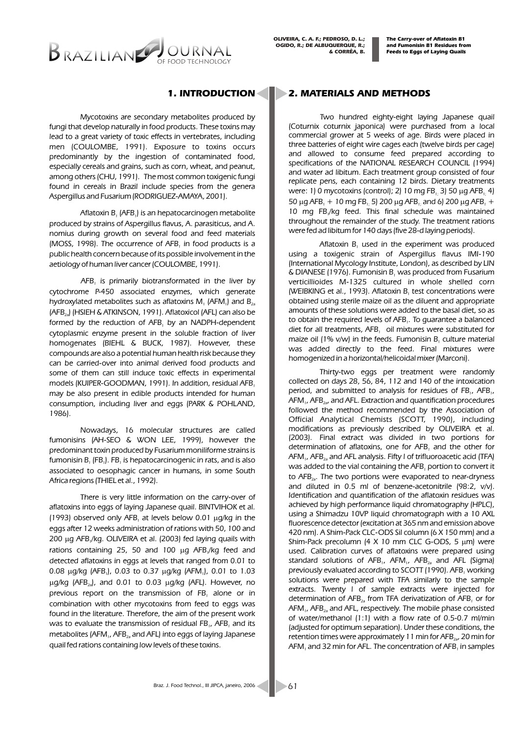## 1. INTRODUCTION

Mycotoxins are secondary metabolites produced by fungi that develop naturally in food products. These toxins may lead to a great variety of toxic effects in vertebrates, including men (COULOMBE, 1991). Exposure to toxins occurs predominantly by the ingestion of contaminated food, especially cereals and grains, such as corn, wheat, and peanut, among others (CHU, 1991). The most common toxigenic fungi found in cereals in Brazil include species from the genera Aspergillus and Fusarium (RODRIGUEZ-AMAYA, 2001).

Aflatoxin $B_1$ ($AFB_1$) is an hepatocarcinogen metabolite produced by strains of Aspergillus flavus, A. parasiticus, and A. nomius during growth on several food and feed materials (MOSS, 1998). The occurrence of $AFB_1$ in food products is a public health concern because of its possible involvement in the aetiology of human liver cancer (COULOMBE, 1991).

$AFB_1$ is primarily biotransformated in the liver by cytochrome P-450 associated enzymes, which generate hydroxylated metabolites such as aflatoxins $M_1$ ($AFM_1$) and $B_{2a}$ ($AFB_{2a}$) (HSIEH & ATKINSON, 1991). Aflatoxicol (AFL) can also be formed by the reduction of $AFB_1$ by an NADPH-dependent cytoplasmic enzyme present in the soluble fraction of liver homogenates (BIEHL & BUCK, 1987). However, these compounds are also a potential human health risk because they can be carried-over into animal derived food products and some of them can still induce toxic effects in experimental models (KUIPER-GOODMAN, 1991). In addition, residual $AFB_1$ may be also present in edible products intended for human consumption, including liver and eggs (PARK & POHLAND, 1986).

Nowadays, 16 molecular structures are called fumonisins (AH-SEO & WON LEE, 1999), however the predominant toxin produced by Fusarium moniliforme strains is fumonisin $B_1$ ($FB_1$). $FB_1$ is hepatocarcinogenic in rats, and is also associated to oesophagic cancer in humans, in some South Africa regions (THIEL et al., 1992).

There is very little information on the carry-over of aflatoxins into eggs of laying Japanese quail. BINTVIHOK et al. (1993) observed only $AFB_1$ at levels below 0.01 μg/kg in the eggs after 12 weeks administration of rations with 50, 100 and 200 μg $AFB_1$/kg. OLIVEIRA et al. (2003) fed laying quails with rations containing 25, 50 and 100 μg $AFB_1$/kg feed and detected aflatoxins in eggs at levels that ranged from 0.01 to 0.08 μg/kg ($AFB_1$), 0.03 to 0.37 μg/kg ($AFM_1$), 0.01 to 1.03 μg/kg ($AFB_{2a}$), and 0.01 to 0.03 μg/kg (AFL). However, no previous report on the transmission of $FB_1$ alone or in combination with other mycotoxins from feed to eggs was found in the literature. Therefore, the aim of the present work was to evaluate the transmission of residual $FB_1$, $AFB_1$ and its metabolites ($AFM_1$, $AFB_{2a}$ and AFL) into eggs of laying Japanese quail fed rations containing low levels of these toxins.

## 2. MATERIALS AND METHODS

Two hundred eighty-eight laying Japanese quail (Coturnix coturnix japonica) were purchased from a local commercial grower at 5 weeks of age. Birds were placed in three batteries of eight wire cages each (twelve birds per cage) and allowed to consume feed prepared according to specifications of the NATIONAL RESEARCH COUNCIL (1994) and water ad libitum. Each treatment group consisted of four replicate pens, each containing 12 birds. Dietary treatments were: 1) 0 mycotoxins (control); 2) 10 mg $FB_1$; 3) 50 μg $AFB_1$; 4) 50 μg $AFB_1$ + 10 mg $FB_1$; 5) 200 μg $AFB_1$; and 6) 200 μg $AFB_1$ + 10 mg $FB_1$/kg feed. This final schedule was maintained throughout the remainder of the study. The treatment rations were fed ad libitum for 140 days (five 28-d laying periods).

Aflatoxin $B_1$ used in the experiment was produced using a toxigenic strain of Aspergillus flavus IMI-190 (International Mycology Institute, London), as described by LIN & DIANESE (1976). Fumonisin $B_1$ was produced from Fusarium verticillioides M-1325 cultured in whole shelled corn (WEIBKING et al., 1993). Aflatoxin $B_1$ test concentrations were obtained using sterile maize oil as the diluent and appropriate amounts of these solutions were added to the basal diet, so as to obtain the required levels of $AFB_1$. To guarantee a balanced diet for all treatments, $AFB_1$ oil mixtures were substituted for maize oil (1% v/w) in the feeds. Fumonisin $B_1$ culture material was added directly to the feed. Final mixtures were homogenized in a horizontal/helicoidal mixer (Marconi).

Thirty-two eggs per treatment were randomly collected on days 28, 56, 84, 112 and 140 of the intoxication period, and submitted to analysis for residues of $FB_1$, $AFB_1$, $AFM_1$, $AFB_{2a}$, and AFL. Extraction and quantification procedures followed the method recommended by the Association of Official Analytical Chemists (SCOTT, 1990), including modifications as previously described by OLIVEIRA et al. (2003). Final extract was divided in two portions for determination of aflatoxins, one for $AFB_1$ and the other for $AFM_1$, $AFB_{2a}$ and AFL analysis. Fifty l of trifluoroacetic acid (TFA) was added to the vial containing the $AFB_1$ portion to convert it to $AFB_{2a}$. The two portions were evaporated to near-dryness and diluted in 0.5 ml of benzene-acetonitrile (98:2, v/v). Identification and quantification of the aflatoxin residues was achieved by high performance liquid chromatography (HPLC), using a Shimadzu 10VP liquid chromatograph with a 10 AXL fluorescence detector (excitation at 365 nm and emission above 420 nm). A Shim-Pack CLC-ODS Sil column (6 X 150 mm) and a Shim-Pack precolumn (4 X 10 mm CLC G-ODS, 5 μm) were used. Calibration curves of aflatoxins were prepared using standard solutions of $AFB_1$, $AFM_1$, $AFB_{2a}$ and AFL (Sigma) previously evaluated according to SCOTT (1990). $AFB_1$ working solutions were prepared with TFA similarly to the sample extracts. Twenty l of sample extracts were injected for determination of $AFB_{2a}$ from TFA derivatization of $AFB_1$ or for $AFM_1$, $AFB_{2a}$ and AFL, respectively. The mobile phase consisted of water/methanol (1:1) with a flow rate of 0.5-0.7 ml/min (adjusted for optimum separation). Under these conditions, the retention times were approximately 11 min for $AFB_{2a}$, 20 min for $AFM_1$ and 32 min for AFL. The concentration of $AFB_1$ in samples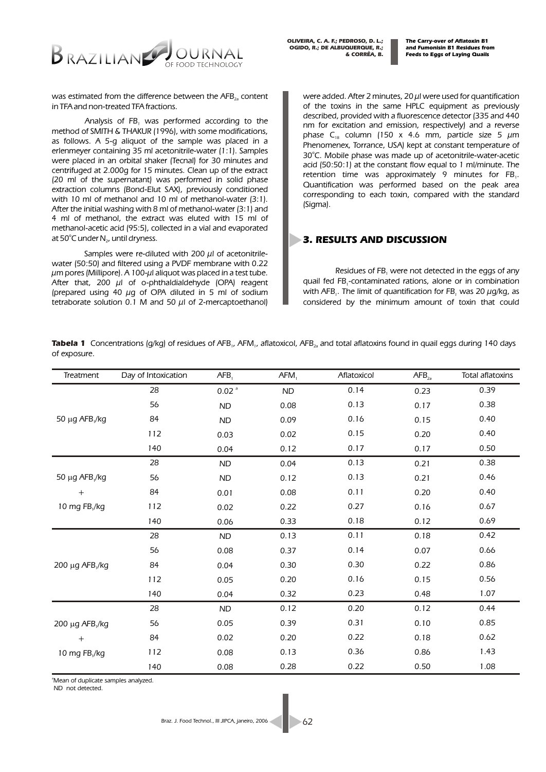was estimated from the difference between the $AFB_{2a}$ content in TFA and non-treated TFA fractions.

Analysis of $FB_1$ was performed according to the method of SMITH & THAKUR (1996), with some modifications, as follows. A 5-g aliquot of the sample was placed in a erlenmeyer containing 35 ml acetonitrile-water (1:1). Samples were placed in an orbital shaker (Tecnal) for 30 minutes and centrifuged at 2.000g for 15 minutes. Clean up of the extract (20 ml of the supernatant) was performed in solid phase extraction columns (Bond-Elut SAX), previously conditioned with 10 ml of methanol and 10 ml of methanol-water (3:1). After the initial washing with 8 ml of methanol-water (3:1) and 4 ml of methanol, the extract was eluted with 15 ml of methanol-acetic acid (95:5), collected in a vial and evaporated at 50°C under $N_2$, until dryness.

Samples were re-diluted with 200 μl of acetonitrile-water (50:50) and filtered using a PVDF membrane with 0.22 μm pores (Millipore). A 100-μl aliquot was placed in a test tube. After that, 200 μl of o-phthaldialdehyde (OPA) reagent (prepared using 40 μg of OPA diluted in 5 ml of sodium tetraborate solution 0.1 M and 50 μl of 2-mercaptoethanol) were added. After 2 minutes, 20 μl were used for quantification of the toxins in the same HPLC equipment as previously described, provided with a fluorescence detector (335 and 440 nm for excitation and emission, respectively) and a reverse phase $C_{18}$ column (150 x 4.6 mm, particle size 5 μm Phenomenex, Torrance, USA) kept at constant temperature of 30°C. Mobile phase was made up of acetonitrile-water-acetic acid (50:50:1) at the constant flow equal to 1 ml/minute. The retention time was approximately 9 minutes for $FB_1$. Quantification was performed based on the peak area corresponding to each toxin, compared with the standard (Sigma).

## 3. RESULTS AND DISCUSSION

Residues of $FB_1$ were not detected in the eggs of any quail fed $FB_1$-contaminated rations, alone or in combination with $AFB_1$. The limit of quantification for $FB_1$ was 20 μg/kg, as considered by the minimum amount of toxin that could

**Tabela 1** Concentrations (g/kg) of residues of $AFB_1$, $AFM_1$, aflatoxicol, $AFB_{2a}$ and total aflatoxins found in quail eggs during 140 days of exposure.

| Treatment | Day of Intoxication | $AFB_1$ | $AFM_1$ | Aflatoxicol | $AFB_{2a}$ | Total aflatoxins |
|---|---|---|---|---|---|---|
| 50 μg $AFB_1$/kg | 28 | 0.02 [a] | ND | 0.14 | 0.23 | 0.39 |
| | 56 | ND | 0.08 | 0.13 | 0.17 | 0.38 |
| | 84 | ND | 0.09 | 0.16 | 0.15 | 0.40 |
| | 112 | 0.03 | 0.02 | 0.15 | 0.20 | 0.40 |
| | 140 | 0.04 | 0.12 | 0.17 | 0.17 | 0.50 |
| 50 μg $AFB_1$/kg + 10 mg $FB_1$/kg | 28 | ND | 0.04 | 0.13 | 0.21 | 0.38 |
| | 56 | ND | 0.12 | 0.13 | 0.21 | 0.46 |
| | 84 | 0.01 | 0.08 | 0.11 | 0.20 | 0.40 |
| | 112 | 0.02 | 0.22 | 0.27 | 0.16 | 0.67 |
| | 140 | 0.06 | 0.33 | 0.18 | 0.12 | 0.69 |
| 200 μg $AFB_1$/kg | 28 | ND | 0.13 | 0.11 | 0.18 | 0.42 |
| | 56 | 0.08 | 0.37 | 0.14 | 0.07 | 0.66 |
| | 84 | 0.04 | 0.30 | 0.30 | 0.22 | 0.86 |
| | 112 | 0.05 | 0.20 | 0.16 | 0.15 | 0.56 |
| | 140 | 0.04 | 0.32 | 0.23 | 0.48 | 1.07 |
| 200 μg $AFB_1$/kg + 10 mg $FB_1$/kg | 28 | ND | 0.12 | 0.20 | 0.12 | 0.44 |
| | 56 | 0.05 | 0.39 | 0.31 | 0.10 | 0.85 |
| | 84 | 0.02 | 0.20 | 0.22 | 0.18 | 0.62 |
| | 112 | 0.08 | 0.13 | 0.36 | 0.86 | 1.43 |
| | 140 | 0.08 | 0.28 | 0.22 | 0.50 | 1.08 |

[a]Mean of duplicate samples analyzed.
ND not detected.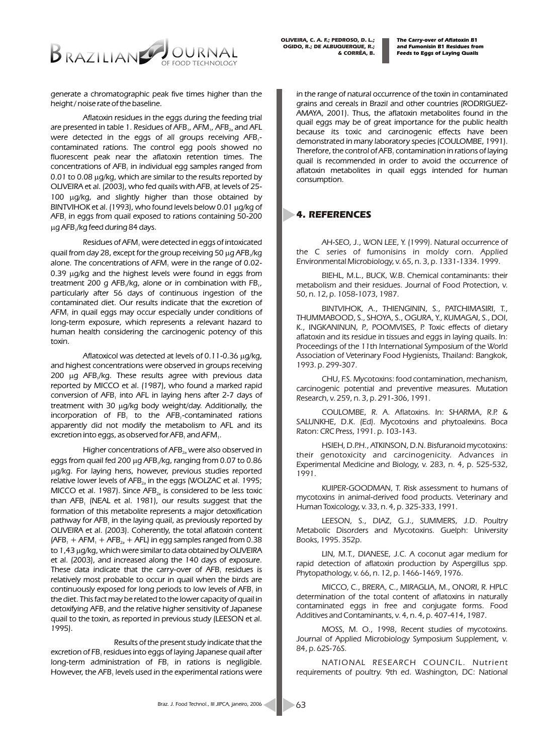generate a chromatographic peak five times higher than the height / noise rate of the baseline.

Aflatoxin residues in the eggs during the feeding trial are presented in table 1. Residues of $AFB_1$, $AFM_1$, $AFB_{2a}$ and AFL were detected in the eggs of all groups receiving $AFB_1$-contaminated rations. The control egg pools showed no fluorescent peak near the aflatoxin retention times. The concentrations of $AFB_1$ in individual egg samples ranged from 0.01 to 0.08 μg/kg, which are similar to the results reported by OLIVEIRA et al. (2003), who fed quails with $AFB_1$ at levels of 25-100 μg/kg, and slightly higher than those obtained by BINTVIHOK et al. (1993), who found levels below 0.01 μg/kg of $AFB_1$ in eggs from quail exposed to rations containing 50-200 μg $AFB_1$/kg feed during 84 days.

Residues of $AFM_1$ were detected in eggs of intoxicated quail from day 28, except for the group receiving 50 μg $AFB_1$/kg alone. The concentrations of $AFM_1$ were in the range of 0.02-0.39 μg/kg and the highest levels were found in eggs from treatment 200 g $AFB_1$/kg, alone or in combination with $FB_1$, particularly after 56 days of continuous ingestion of the contaminated diet. Our results indicate that the excretion of $AFM_1$ in quail eggs may occur especially under conditions of long-term exposure, which represents a relevant hazard to human health considering the carcinogenic potency of this toxin.

Aflatoxicol was detected at levels of 0.11-0.36 μg/kg, and highest concentrations were observed in groups receiving 200 μg $AFB_1$/kg. These results agree with previous data reported by MICCO et al. (1987), who found a marked rapid conversion of $AFB_1$ into AFL in laying hens after 2-7 days of treatment with 30 μg/kg body weight/day. Additionally, the incorporation of $FB_1$ to the $AFB_1$-contaminated rations apparently did not modify the metabolism to AFL and its excretion into eggs, as observed for $AFB_1$ and $AFM_1$.

Higher concentrations of $AFB_{2a}$ were also observed in eggs from quail fed 200 μg $AFB_1$/kg, ranging from 0.07 to 0.86 μg/kg. For laying hens, however, previous studies reported relative lower levels of $AFB_{2a}$ in the eggs (WOLZAC et al. 1995; MICCO et al. 1987). Since $AFB_{2a}$ is considered to be less toxic than $AFB_1$ (NEAL et al. 1981), our results suggest that the formation of this metabolite represents a major detoxification pathway for $AFB_1$ in the laying quail, as previously reported by OLIVEIRA et al. (2003). Coherently, the total aflatoxin content ($AFB_1 + AFM_1 + AFB_{2a}$ + AFL) in egg samples ranged from 0.38 to 1,43 μg/kg, which were similar to data obtained by OLIVEIRA et al. (2003), and increased along the 140 days of exposure. These data indicate that the carry-over of $AFB_1$ residues is relatively most probable to occur in quail when the birds are continuously exposed for long periods to low levels of $AFB_1$ in the diet. This fact may be related to the lower capacity of quail in detoxifying $AFB_1$ and the relative higher sensitivity of Japanese quail to the toxin, as reported in previous study (LEESON et al. 1995).

Results of the present study indicate that the excretion of $FB_1$ residues into eggs of laying Japanese quail after long-term administration of $FB_1$ in rations is negligible. However, the $AFB_1$ levels used in the experimental rations were in the range of natural occurrence of the toxin in contaminated grains and cereals in Brazil and other countries (RODRIGUEZ-AMAYA, 2001). Thus, the aflatoxin metabolites found in the quail eggs may be of great importance for the public health because its toxic and carcinogenic effects have been demonstrated in many laboratory species (COULOMBE, 1991). Therefore, the control of $AFB_1$ contamination in rations of laying quail is recommended in order to avoid the occurrence of aflatoxin metabolites in quail eggs intended for human consumption.

## 4. REFERENCES

AH-SEO, J., WON LEE, Y. (1999). Natural occurrence of the C series of fumonisins in moldy corn. Applied Environmental Microbiology, v. 65, n. 3, p. 1331-1334. 1999.

BIEHL, M.L., BUCK, W.B. Chemical contaminants: their metabolism and their residues. Journal of Food Protection, v. 50, n. 12, p. 1058-1073, 1987.

BINTVIHOK, A., THIENGININ, S., PATCHIMASIRI, T., THUMMABOOD, S., SHOYA, S., OGURA, Y., KUMAGAI, S., DOI, K., INGKANINUN, P., POOMVISES, P. Toxic effects of dietary aflatoxin and its residue in tissues and eggs in laying quails. In: Proceedings of the 11th International Symposium of the World Association of Veterinary Food Hygienists, Thailand: Bangkok, 1993. p. 299-307.

CHU, F.S. Mycotoxins: food contamination, mechanism, carcinogenic potential and preventive measures. Mutation Research, v. 259, n. 3, p. 291-306, 1991.

COULOMBE, R. A. Aflatoxins. In: SHARMA, R.P. & SALUNKHE, D.K. (Ed). Mycotoxins and phytoalexins. Boca Raton: CRC Press, 1991. p. 103-143.

HSIEH, D.P.H., ATKINSON, D.N. Bisfuranoid mycotoxins: their genotoxicity and carcinogenicity. Advances in Experimental Medicine and Biology, v. 283, n. 4, p. 525-532, 1991.

KUIPER-GOODMAN, T. Risk assessment to humans of mycotoxins in animal-derived food products. Veterinary and Human Toxicology, v. 33, n. 4, p. 325-333, 1991.

LEESON, S., DIAZ, G.J., SUMMERS, J.D. Poultry Metabolic Disorders and Mycotoxins. Guelph: University Books, 1995. 352p.

LIN, M.T., DIANESE, J.C. A coconut agar medium for rapid detection of aflatoxin production by Aspergillus spp. Phytopathology, v. 66, n. 12, p. 1466-1469, 1976.

MICCO, C., BRERA, C., MIRAGLIA, M., ONORI, R. HPLC determination of the total content of aflatoxins in naturally contaminated eggs in free and conjugate forms. Food Additives and Contaminants, v. 4, n. 4, p. 407-414, 1987.

MOSS, M. O., 1998, Recent studies of mycotoxins. Journal of Applied Microbiology Symposium Supplement, v. 84, p. 62S-76S.

NATIONAL RESEARCH COUNCIL. Nutrient requirements of poultry. 9th ed. Washington, DC: National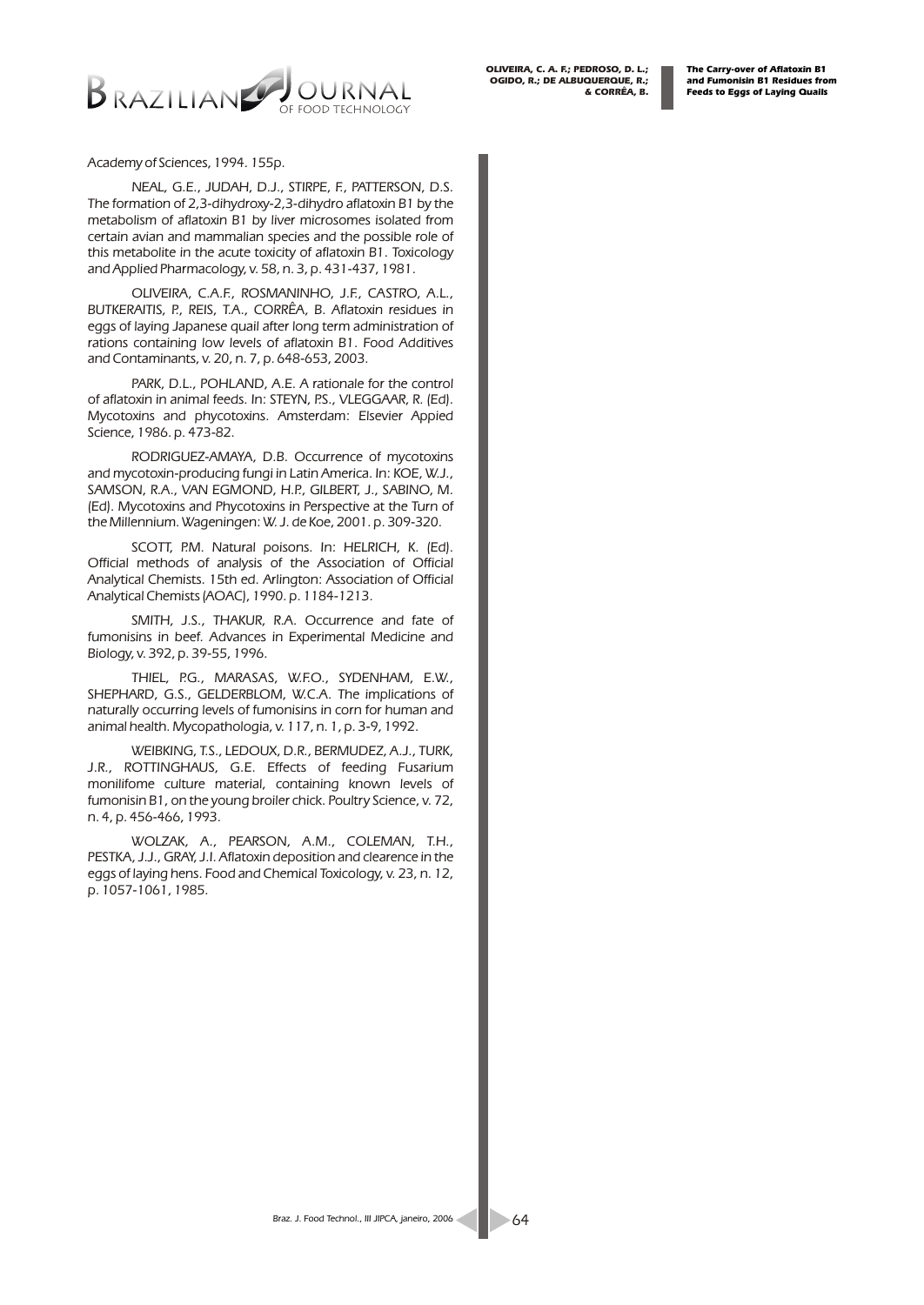Academy of Sciences, 1994. 155p.

NEAL, G.E., JUDAH, D.J., STIRPE, F., PATTERSON, D.S. The formation of 2,3-dihydroxy-2,3-dihydro aflatoxin B1 by the metabolism of aflatoxin B1 by liver microsomes isolated from certain avian and mammalian species and the possible role of this metabolite in the acute toxicity of aflatoxin B1. Toxicology and Applied Pharmacology, v. 58, n. 3, p. 431-437, 1981.

OLIVEIRA, C.A.F., ROSMANINHO, J.F., CASTRO, A.L., BUTKERAITIS, P., REIS, T.A., CORRÊA, B. Aflatoxin residues in eggs of laying Japanese quail after long term administration of rations containing low levels of aflatoxin B1. Food Additives and Contaminants, v. 20, n. 7, p. 648-653, 2003.

PARK, D.L., POHLAND, A.E. A rationale for the control of aflatoxin in animal feeds. In: STEYN, P.S., VLEGGAAR, R. (Ed). Mycotoxins and phycotoxins. Amsterdam: Elsevier Appied Science, 1986. p. 473-82.

RODRIGUEZ-AMAYA, D.B. Occurrence of mycotoxins and mycotoxin-producing fungi in Latin America. In: KOE, W.J., SAMSON, R.A., VAN EGMOND, H.P., GILBERT, J., SABINO, M. (Ed). Mycotoxins and Phycotoxins in Perspective at the Turn of the Millennium. Wageningen: W. J. de Koe, 2001. p. 309-320.

SCOTT, P.M. Natural poisons. In: HELRICH, K. (Ed). Official methods of analysis of the Association of Official Analytical Chemists. 15th ed. Arlington: Association of Official Analytical Chemists (AOAC), 1990. p. 1184-1213.

SMITH, J.S., THAKUR, R.A. Occurrence and fate of fumonisins in beef. Advances in Experimental Medicine and Biology, v. 392, p. 39-55, 1996.

THIEL, P.G., MARASAS, W.F.O., SYDENHAM, E.W., SHEPHARD, G.S., GELDERBLOM, W.C.A. The implications of naturally occurring levels of fumonisins in corn for human and animal health. Mycopathologia, v. 117, n. 1, p. 3-9, 1992.

WEIBKING, T.S., LEDOUX, D.R., BERMUDEZ, A.J., TURK, J.R., ROTTINGHAUS, G.E. Effects of feeding Fusarium monilifome culture material, containing known levels of fumonisin B1, on the young broiler chick. Poultry Science, v. 72, n. 4, p. 456-466, 1993.

WOLZAK, A., PEARSON, A.M., COLEMAN, T.H., PESTKA, J.J., GRAY, J.I. Aflatoxin deposition and clearence in the eggs of laying hens. Food and Chemical Toxicology, v. 23, n. 12, p. 1057-1061, 1985.